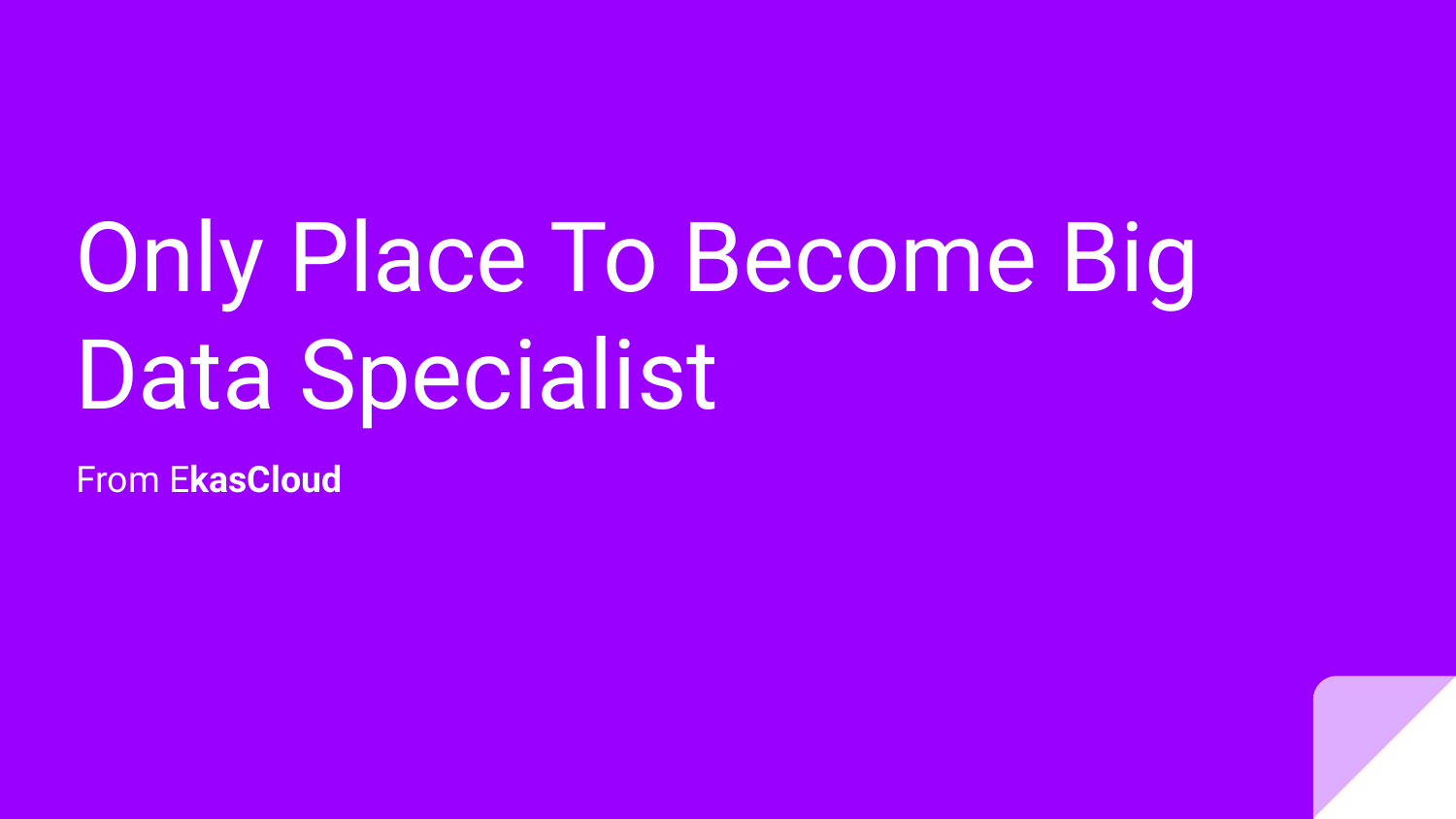# Only Place To Become Big Data Specialist

From E**kasCloud**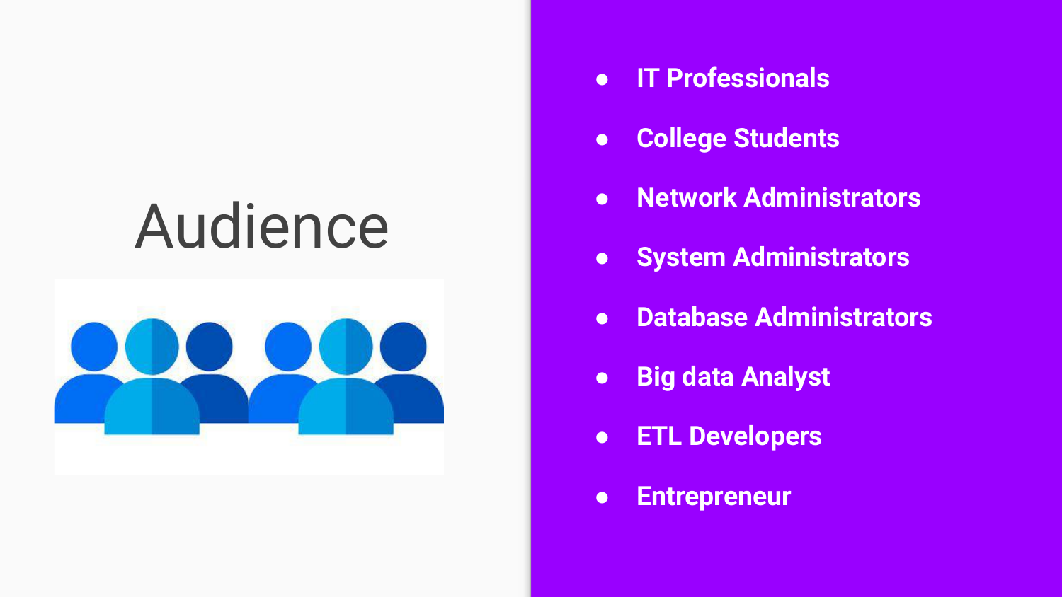# Audience

- IT Professionals
- College Students
- Network Administrators
- System Administrators
- Database Administrators
- Big data Analyst
- ETL Developers
- Entrepreneur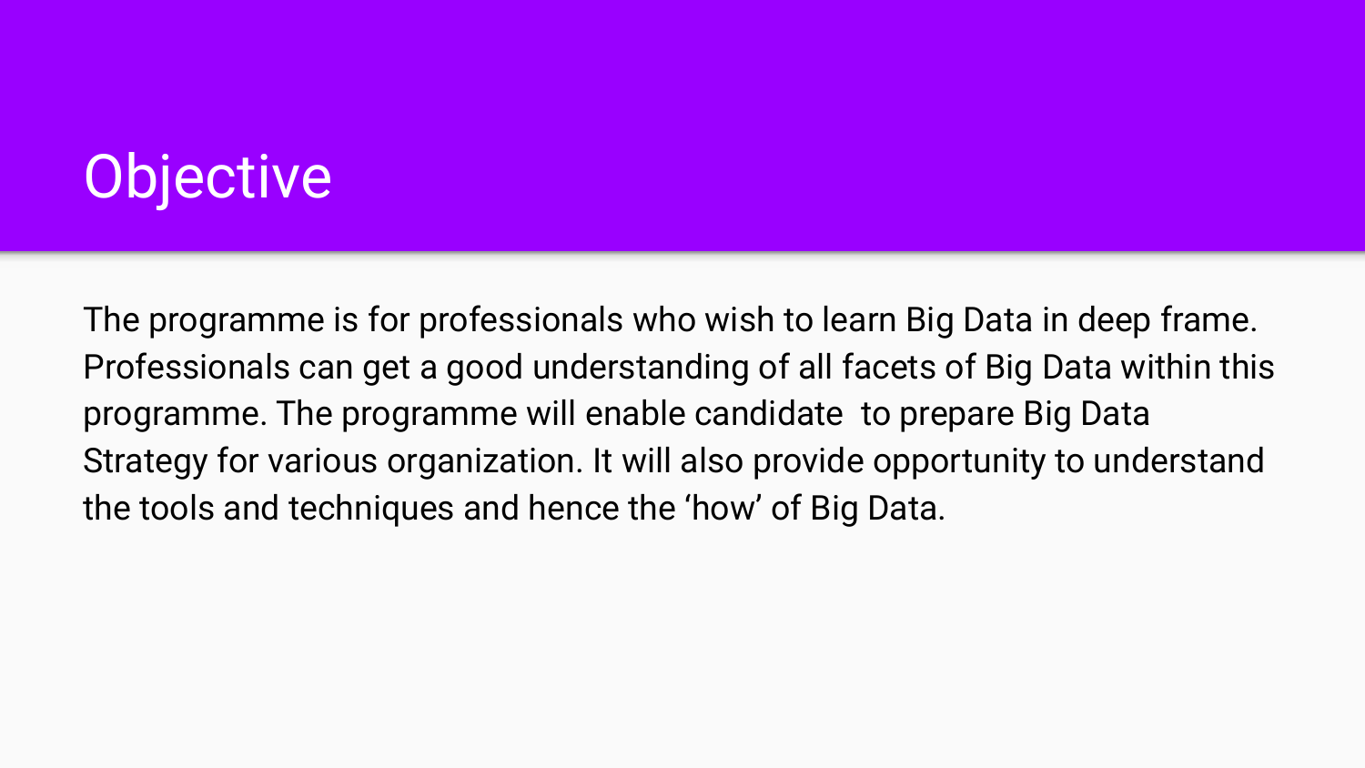# Objective

The programme is for professionals who wish to learn Big Data in deep frame. Professionals can get a good understanding of all facets of Big Data within this programme. The programme will enable candidate to prepare Big Data Strategy for various organization. It will also provide opportunity to understand the tools and techniques and hence the 'how' of Big Data.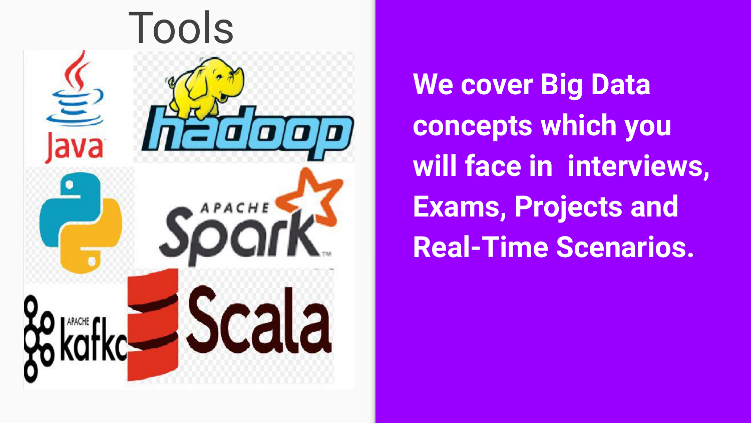# Tools

Java

hadoop

APACHE Spark

APACHE kafka

Scala

**We cover Big Data concepts which you will face in interviews, Exams, Projects and Real-Time Scenarios.**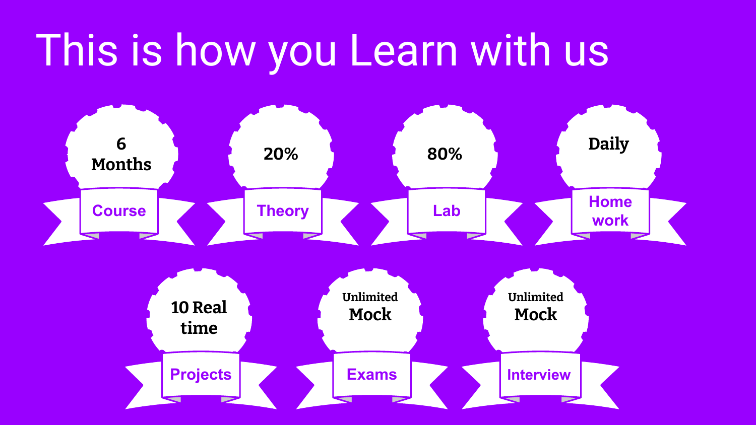# This is how you Learn with us

- **6 Months** Course
- **20%** Theory
- **80%** Lab
- **Daily** Home work
- **10 Real time** Projects
- **Unlimited Mock** Exams
- **Unlimited Mock** Interview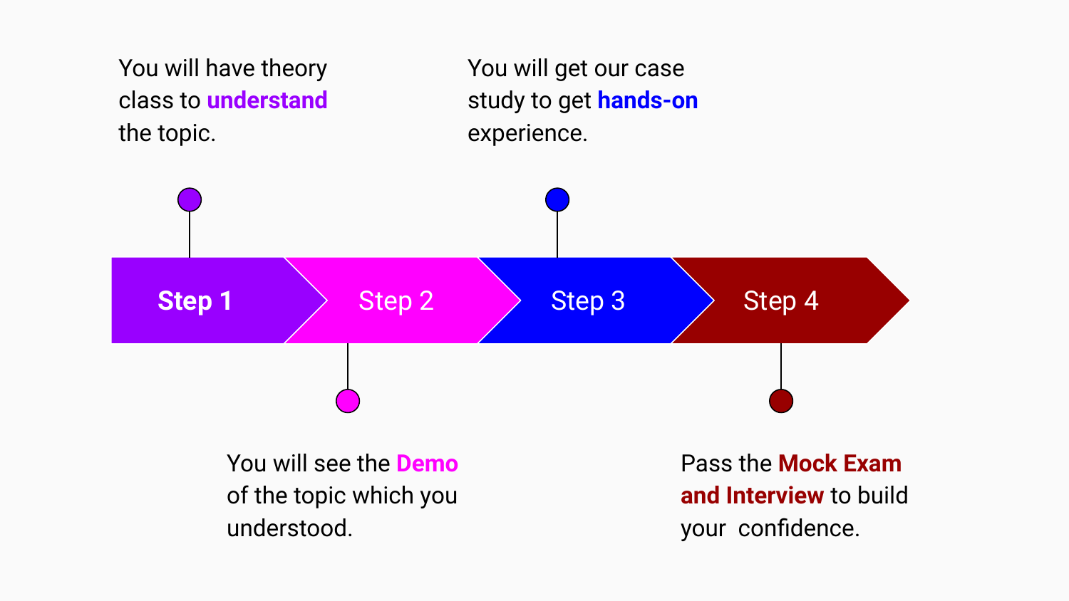**Step 1**

You will have theory class to **understand** the topic.

**Step 2**

You will see the **Demo** of the topic which you understood.

**Step 3**

You will get our case study to get **hands-on** experience.

**Step 4**

Pass the **Mock Exam and Interview** to build your confidence.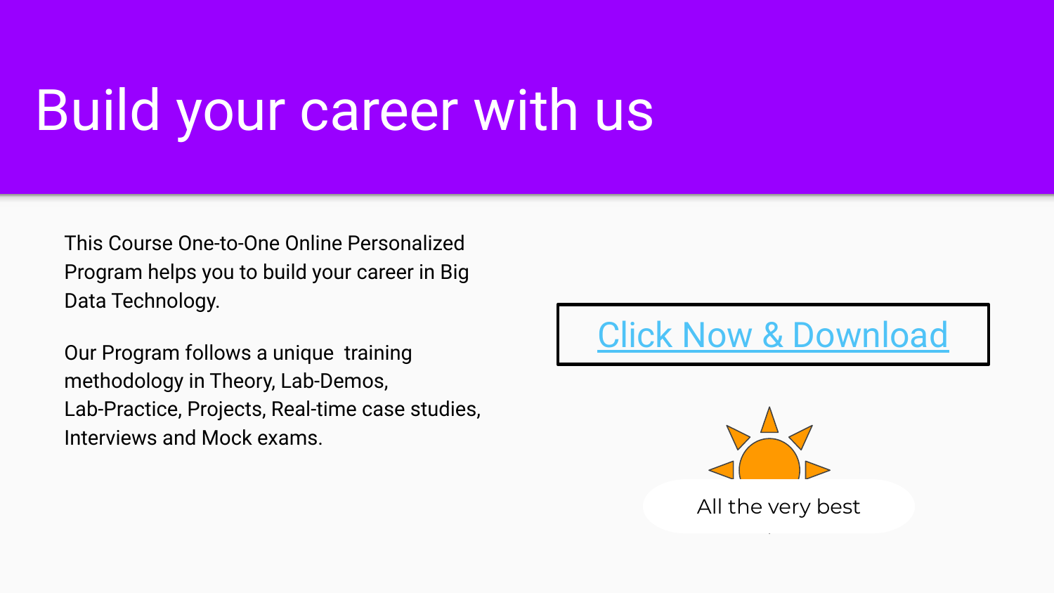# Build your career with us

This Course One-to-One Online Personalized Program helps you to build your career in Big Data Technology.

Our Program follows a unique training methodology in Theory, Lab-Demos, Lab-Practice, Projects, Real-time case studies, Interviews and Mock exams.

Click Now & Download

All the very best